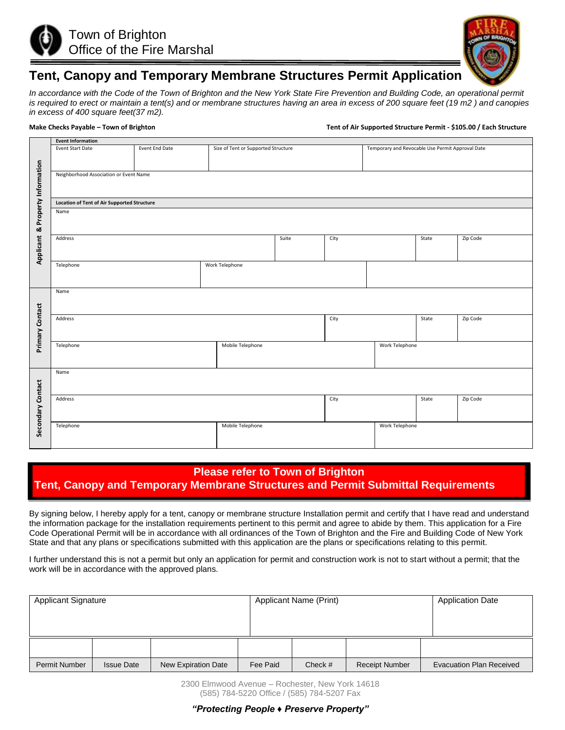# Town of Brighton
# Office of the Fire Marshal

## Tent, Canopy and Temporary Membrane Structures Permit Application

*In accordance with the Code of the Town of Brighton and the New York State Fire Prevention and Building Code, an operational permit is required to erect or maintain a tent(s) and or membrane structures having an area in excess of 200 square feet (19 m2 ) and canopies in excess of 400 square feet(37 m2).*

**Make Checks Payable – Town of Brighton**

**Tent of Air Supported Structure Permit - $105.00 / Each Structure**

### Applicant & Property Information

**Event Information**

| Event Start Date | Event End Date | Size of Tent or Supported Structure | Temporary and Revocable Use Permit Approval Date |
|---|---|---|---|
| | | | |

| Neighborhood Association or Event Name |
|---|
| |

**Location of Tent of Air Supported Structure**

| Name | | | | |
|---|---|---|---|---|
| | | | | |
| **Address** | **Suite** | **City** | **State** | **Zip Code** |
| | | | | |
| **Telephone** | **Work Telephone** | | | |
| | | | | |

### Primary Contact

| Name | | | |
|---|---|---|---|
| | | | |
| **Address** | **City** | **State** | **Zip Code** |
| | | | |
| **Telephone** | **Mobile Telephone** | **Work Telephone** | |
| | | | |

### Secondary Contact

| Name | | | |
|---|---|---|---|
| | | | |
| **Address** | **City** | **State** | **Zip Code** |
| | | | |
| **Telephone** | **Mobile Telephone** | **Work Telephone** | |
| | | | |

**Please refer to Town of Brighton**
**Tent, Canopy and Temporary Membrane Structures and Permit Submittal Requirements**

By signing below, I hereby apply for a tent, canopy or membrane structure Installation permit and certify that I have read and understand the information package for the installation requirements pertinent to this permit and agree to abide by them. This application for a Fire Code Operational Permit will be in accordance with all ordinances of the Town of Brighton and the Fire and Building Code of New York State and that any plans or specifications submitted with this application are the plans or specifications relating to this permit.

I further understand this is not a permit but only an application for permit and construction work is not to start without a permit; that the work will be in accordance with the approved plans.

| Applicant Signature | Applicant Name (Print) | Application Date |
|---|---|---|
| | | |

| | | | | | | |
|---|---|---|---|---|---|---|
| Permit Number | Issue Date | New Expiration Date | Fee Paid | Check # | Receipt Number | Evacuation Plan Received |

2300 Elmwood Avenue – Rochester, New York 14618
(585) 784-5220 Office / (585) 784-5207 Fax

***"Protecting People ♦ Preserve Property"***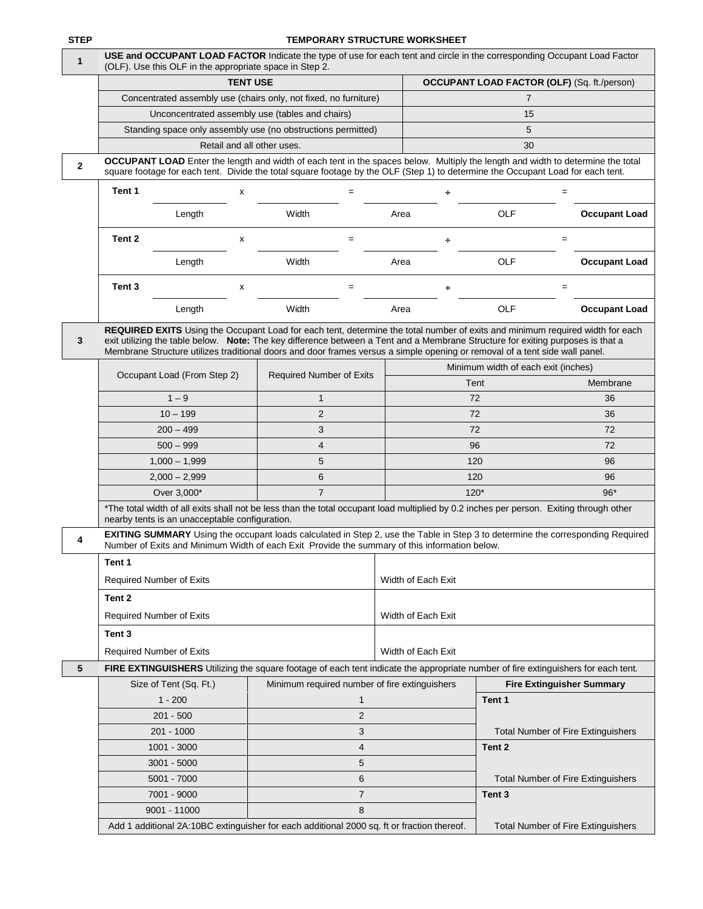# TEMPORARY STRUCTURE WORKSHEET

**STEP 1**

**USE and OCCUPANT LOAD FACTOR** Indicate the type of use for each tent and circle in the corresponding Occupant Load Factor (OLF). Use this OLF in the appropriate space in Step 2.

| TENT USE | OCCUPANT LOAD FACTOR (OLF) (Sq. ft./person) |
|---|---|
| Concentrated assembly use (chairs only, not fixed, no furniture) | 7 |
| Unconcentrated assembly use (tables and chairs) | 15 |
| Standing space only assembly use (no obstructions permitted) | 5 |
| Retail and all other uses. | 30 |

**STEP 2**

**OCCUPANT LOAD** Enter the length and width of each tent in the spaces below. Multiply the length and width to determine the total square footage for each tent. Divide the total square footage by the OLF (Step 1) to determine the Occupant Load for each tent.

| | | | | | | | | | |
|---|---|---|---|---|---|---|---|---|---|
| **Tent 1** | ________ | x | ________ | = | ________ | ÷ | ________ | = | ________ |
| | Length | | Width | | Area | | OLF | | **Occupant Load** |
| **Tent 2** | ________ | x | ________ | = | ________ | ÷ | ________ | = | ________ |
| | Length | | Width | | Area | | OLF | | **Occupant Load** |
| **Tent 3** | ________ | x | ________ | = | ________ | ÷ | ________ | = | ________ |
| | Length | | Width | | Area | | OLF | | **Occupant Load** |

**STEP 3**

**REQUIRED EXITS** Using the Occupant Load for each tent, determine the total number of exits and minimum required width for each exit utilizing the table below. **Note:** The key difference between a Tent and a Membrane Structure for exiting purposes is that a Membrane Structure utilizes traditional doors and door frames versus a simple opening or removal of a tent side wall panel.

| Occupant Load (From Step 2) | Required Number of Exits | Minimum width of each exit (inches) | |
|---|---|---|---|
| | | Tent | Membrane |
| 1 – 9 | 1 | 72 | 36 |
| 10 – 199 | 2 | 72 | 36 |
| 200 – 499 | 3 | 72 | 72 |
| 500 – 999 | 4 | 96 | 72 |
| 1,000 – 1,999 | 5 | 120 | 96 |
| 2,000 – 2,999 | 6 | 120 | 96 |
| Over 3,000* | 7 | 120* | 96* |

*The total width of all exits shall not be less than the total occupant load multiplied by 0.2 inches per person. Exiting through other nearby tents is an unacceptable configuration.

**STEP 4**

**EXITING SUMMARY** Using the occupant loads calculated in Step 2, use the Table in Step 3 to determine the corresponding Required Number of Exits and Minimum Width of each Exit Provide the summary of this information below.

| | |
|---|---|
| **Tent 1** | |
| Required Number of Exits | Width of Each Exit |
| **Tent 2** | |
| Required Number of Exits | Width of Each Exit |
| **Tent 3** | |
| Required Number of Exits | Width of Each Exit |

**STEP 5**

**FIRE EXTINGUISHERS** Utilizing the square footage of each tent indicate the appropriate number of fire extinguishers for each tent.

| Size of Tent (Sq. Ft.) | Minimum required number of fire extinguishers | **Fire Extinguisher Summary** |
|---|---|---|
| 1 - 200 | 1 | **Tent 1** |
| 201 - 500 | 2 | |
| 201 - 1000 | 3 | Total Number of Fire Extinguishers |
| 1001 - 3000 | 4 | **Tent 2** |
| 3001 - 5000 | 5 | |
| 5001 - 7000 | 6 | Total Number of Fire Extinguishers |
| 7001 - 9000 | 7 | **Tent 3** |
| 9001 - 11000 | 8 | |
| Add 1 additional 2A:10BC extinguisher for each additional 2000 sq. ft or fraction thereof. | | Total Number of Fire Extinguishers |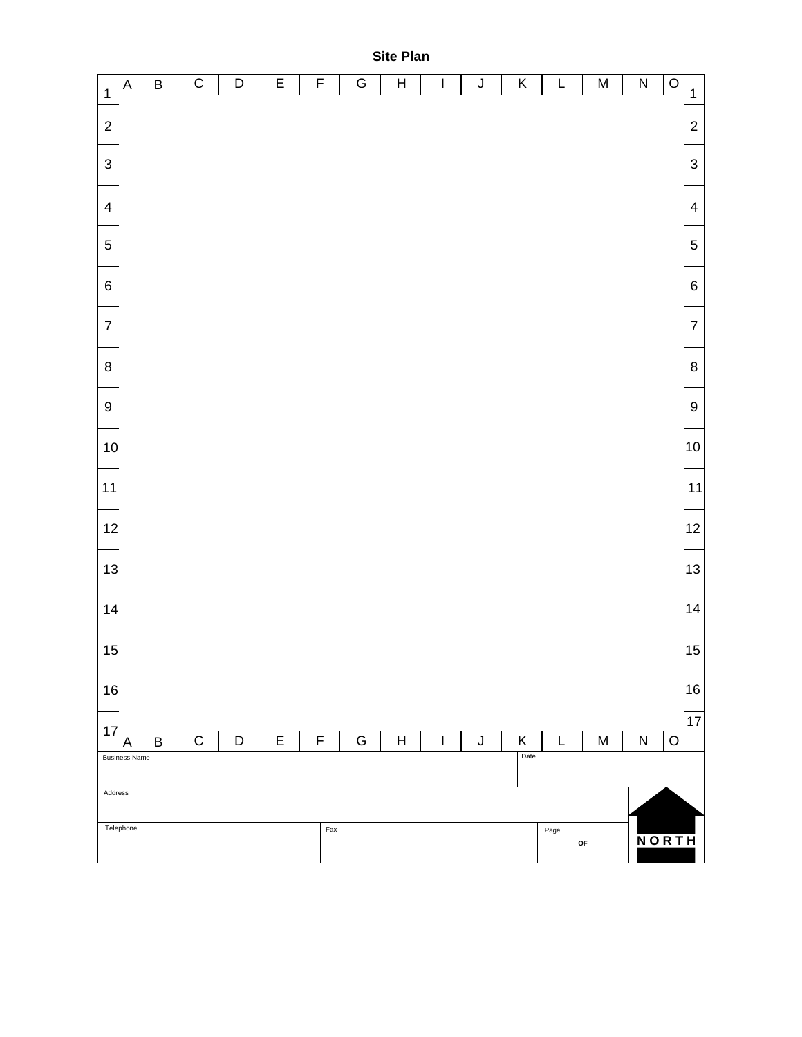# Site Plan

| | A | B | C | D | E | F | G | H | I | J | K | L | M | N | O | |
|---|---|---|---|---|---|---|---|---|---|---|---|---|---|---|---|---|
| 1 | | | | | | | | | | | | | | | | 1 |
| 2 | | | | | | | | | | | | | | | | 2 |
| 3 | | | | | | | | | | | | | | | | 3 |
| 4 | | | | | | | | | | | | | | | | 4 |
| 5 | | | | | | | | | | | | | | | | 5 |
| 6 | | | | | | | | | | | | | | | | 6 |
| 7 | | | | | | | | | | | | | | | | 7 |
| 8 | | | | | | | | | | | | | | | | 8 |
| 9 | | | | | | | | | | | | | | | | 9 |
| 10 | | | | | | | | | | | | | | | | 10 |
| 11 | | | | | | | | | | | | | | | | 11 |
| 12 | | | | | | | | | | | | | | | | 12 |
| 13 | | | | | | | | | | | | | | | | 13 |
| 14 | | | | | | | | | | | | | | | | 14 |
| 15 | | | | | | | | | | | | | | | | 15 |
| 16 | | | | | | | | | | | | | | | | 16 |
| 17 | A | B | C | D | E | F | G | H | I | J | K | L | M | N | O | 17 |

| | | | |
|---|---|---|---|
| Business Name | | Date | |
| Address | | | NORTH |
| Telephone | Fax | Page OF | |